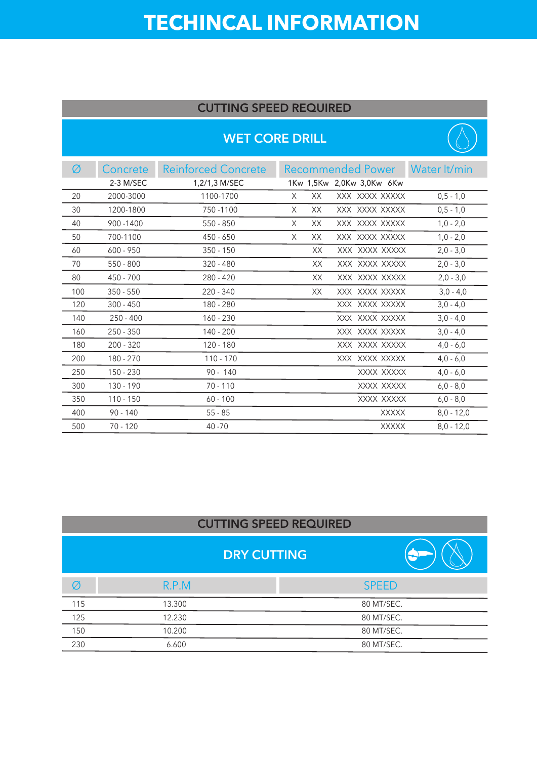# TECHINCAL INFORMATION

## CUTTING SPEED REQUIRED

### WET CORE DRILL

| Ø | Concrete | Reinforced Concrete | Recommended Power | Water lt/min |
|---|---|---|---|---|
| | 2-3 M/SEC | 1,2/1,3 M/SEC | 1Kw 1,5Kw 2,0Kw 3,0Kw 6Kw | |
| 20 | 2000-3000 | 1100-1700 | X XX XXX XXXX XXXXX | 0,5 - 1,0 |
| 30 | 1200-1800 | 750 -1100 | X XX XXX XXXX XXXXX | 0,5 - 1,0 |
| 40 | 900 -1400 | 550 - 850 | X XX XXX XXXX XXXXX | 1,0 - 2,0 |
| 50 | 700-1100 | 450 - 650 | X XX XXX XXXX XXXXX | 1,0 - 2,0 |
| 60 | 600 - 950 | 350 - 150 | XX XXX XXXX XXXXX | 2,0 - 3,0 |
| 70 | 550 - 800 | 320 - 480 | XX XXX XXXX XXXXX | 2,0 - 3,0 |
| 80 | 450 - 700 | 280 - 420 | XX XXX XXXX XXXXX | 2,0 - 3,0 |
| 100 | 350 - 550 | 220 - 340 | XX XXX XXXX XXXXX | 3,0 - 4,0 |
| 120 | 300 - 450 | 180 - 280 | XXX XXXX XXXXX | 3,0 - 4,0 |
| 140 | 250 - 400 | 160 - 230 | XXX XXXX XXXXX | 3,0 - 4,0 |
| 160 | 250 - 350 | 140 - 200 | XXX XXXX XXXXX | 3,0 - 4,0 |
| 180 | 200 - 320 | 120 - 180 | XXX XXXX XXXXX | 4,0 - 6,0 |
| 200 | 180 - 270 | 110 - 170 | XXX XXXX XXXXX | 4,0 - 6,0 |
| 250 | 150 - 230 | 90 - 140 | XXXX XXXXX | 4,0 - 6,0 |
| 300 | 130 - 190 | 70 - 110 | XXXX XXXXX | 6,0 - 8,0 |
| 350 | 110 - 150 | 60 - 100 | XXXX XXXXX | 6,0 - 8,0 |
| 400 | 90 - 140 | 55 - 85 | XXXXX | 8,0 - 12,0 |
| 500 | 70 - 120 | 40 -70 | XXXXX | 8,0 - 12,0 |

## CUTTING SPEED REQUIRED

### DRY CUTTING

| Ø | R.P.M | SPEED |
|---|---|---|
| 115 | 13.300 | 80 MT/SEC. |
| 125 | 12.230 | 80 MT/SEC. |
| 150 | 10.200 | 80 MT/SEC. |
| 230 | 6.600 | 80 MT/SEC. |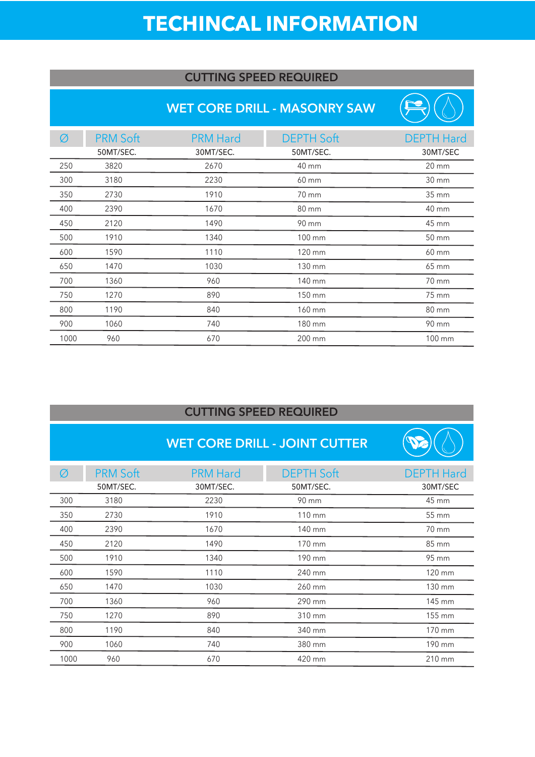# TECHINCAL INFORMATION

## CUTTING SPEED REQUIRED

### WET CORE DRILL - MASONRY SAW

| Ø | PRM Soft | PRM Hard | DEPTH Soft | DEPTH Hard |
|---|---|---|---|---|
| | 50MT/SEC. | 30MT/SEC. | 50MT/SEC. | 30MT/SEC |
| 250 | 3820 | 2670 | 40 mm | 20 mm |
| 300 | 3180 | 2230 | 60 mm | 30 mm |
| 350 | 2730 | 1910 | 70 mm | 35 mm |
| 400 | 2390 | 1670 | 80 mm | 40 mm |
| 450 | 2120 | 1490 | 90 mm | 45 mm |
| 500 | 1910 | 1340 | 100 mm | 50 mm |
| 600 | 1590 | 1110 | 120 mm | 60 mm |
| 650 | 1470 | 1030 | 130 mm | 65 mm |
| 700 | 1360 | 960 | 140 mm | 70 mm |
| 750 | 1270 | 890 | 150 mm | 75 mm |
| 800 | 1190 | 840 | 160 mm | 80 mm |
| 900 | 1060 | 740 | 180 mm | 90 mm |
| 1000 | 960 | 670 | 200 mm | 100 mm |

## CUTTING SPEED REQUIRED

### WET CORE DRILL - JOINT CUTTER

| Ø | PRM Soft | PRM Hard | DEPTH Soft | DEPTH Hard |
|---|---|---|---|---|
| | 50MT/SEC. | 30MT/SEC. | 50MT/SEC. | 30MT/SEC |
| 300 | 3180 | 2230 | 90 mm | 45 mm |
| 350 | 2730 | 1910 | 110 mm | 55 mm |
| 400 | 2390 | 1670 | 140 mm | 70 mm |
| 450 | 2120 | 1490 | 170 mm | 85 mm |
| 500 | 1910 | 1340 | 190 mm | 95 mm |
| 600 | 1590 | 1110 | 240 mm | 120 mm |
| 650 | 1470 | 1030 | 260 mm | 130 mm |
| 700 | 1360 | 960 | 290 mm | 145 mm |
| 750 | 1270 | 890 | 310 mm | 155 mm |
| 800 | 1190 | 840 | 340 mm | 170 mm |
| 900 | 1060 | 740 | 380 mm | 190 mm |
| 1000 | 960 | 670 | 420 mm | 210 mm |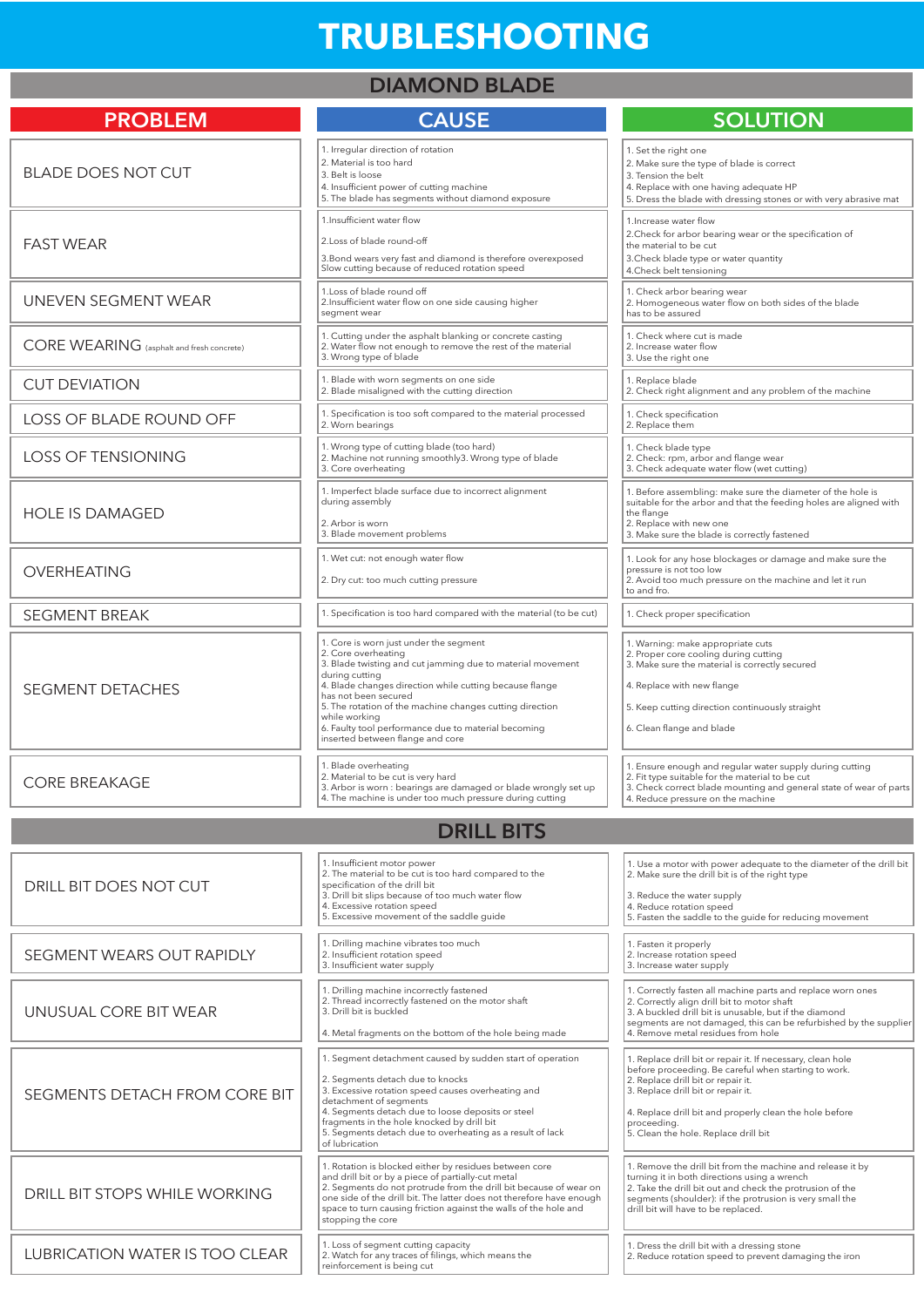# TRUBLESHOOTING

## DIAMOND BLADE

| PROBLEM | CAUSE | SOLUTION |
|---|---|---|
| BLADE DOES NOT CUT | 1. Irregular direction of rotation<br>2. Material is too hard<br>3. Belt is loose<br>4. Insufficient power of cutting machine<br>5. The blade has segments without diamond exposure | 1. Set the right one<br>2. Make sure the type of blade is correct<br>3. Tension the belt<br>4. Replace with one having adequate HP<br>5. Dress the blade with dressing stones or with very abrasive mat |
| FAST WEAR | 1.Insufficient water flow<br>2.Loss of blade round-off<br>3.Bond wears very fast and diamond is therefore overexposed Slow cutting because of reduced rotation speed | 1.Increase water flow<br>2.Check for arbor bearing wear or the specification of the material to be cut<br>3.Check blade type or water quantity<br>4.Check belt tensioning |
| UNEVEN SEGMENT WEAR | 1.Loss of blade round off<br>2.Insufficient water flow on one side causing higher segment wear | 1. Check arbor bearing wear<br>2. Homogeneous water flow on both sides of the blade has to be assured |
| CORE WEARING (asphalt and fresh concrete) | 1. Cutting under the asphalt blanking or concrete casting<br>2. Water flow not enough to remove the rest of the material<br>3. Wrong type of blade | 1. Check where cut is made<br>2. Increase water flow<br>3. Use the right one |
| CUT DEVIATION | 1. Blade with worn segments on one side<br>2. Blade misaligned with the cutting direction | 1. Replace blade<br>2. Check right alignment and any problem of the machine |
| LOSS OF BLADE ROUND OFF | 1. Specification is too soft compared to the material processed<br>2. Worn bearings | 1. Check specification<br>2. Replace them |
| LOSS OF TENSIONING | 1. Wrong type of cutting blade (too hard)<br>2. Machine not running smoothly3. Wrong type of blade<br>3. Core overheating | 1. Check blade type<br>2. Check: rpm, arbor and flange wear<br>3. Check adequate water flow (wet cutting) |
| HOLE IS DAMAGED | 1. Imperfect blade surface due to incorrect alignment during assembly<br>2. Arbor is worn<br>3. Blade movement problems | 1. Before assembling: make sure the diameter of the hole is suitable for the arbor and that the feeding holes are aligned with the flange<br>2. Replace with new one<br>3. Make sure the blade is correctly fastened |
| OVERHEATING | 1. Wet cut: not enough water flow<br>2. Dry cut: too much cutting pressure | 1. Look for any hose blockages or damage and make sure the pressure is not too low<br>2. Avoid too much pressure on the machine and let it run to and fro. |
| SEGMENT BREAK | 1. Specification is too hard compared with the material (to be cut) | 1. Check proper specification |
| SEGMENT DETACHES | 1. Core is worn just under the segment<br>2. Core overheating<br>3. Blade twisting and cut jamming due to material movement during cutting<br>4. Blade changes direction while cutting because flange has not been secured<br>5. The rotation of the machine changes cutting direction while working<br>6. Faulty tool performance due to material becoming inserted between flange and core | 1. Warning: make appropriate cuts<br>2. Proper core cooling during cutting<br>3. Make sure the material is correctly secured<br>4. Replace with new flange<br>5. Keep cutting direction continuously straight<br>6. Clean flange and blade |
| CORE BREAKAGE | 1. Blade overheating<br>2. Material to be cut is very hard<br>3. Arbor is worn : bearings are damaged or blade wrongly set up<br>4. The machine is under too much pressure during cutting | 1. Ensure enough and regular water supply during cutting<br>2. Fit type suitable for the material to be cut<br>3. Check correct blade mounting and general state of wear of parts<br>4. Reduce pressure on the machine |

## DRILL BITS

| PROBLEM | CAUSE | SOLUTION |
|---|---|---|
| DRILL BIT DOES NOT CUT | 1. Insufficient motor power<br>2. The material to be cut is too hard compared to the specification of the drill bit<br>3. Drill bit slips because of too much water flow<br>4. Excessive rotation speed<br>5. Excessive movement of the saddle guide | 1. Use a motor with power adequate to the diameter of the drill bit<br>2. Make sure the drill bit is of the right type<br>3. Reduce the water supply<br>4. Reduce rotation speed<br>5. Fasten the saddle to the guide for reducing movement |
| SEGMENT WEARS OUT RAPIDLY | 1. Drilling machine vibrates too much<br>2. Insufficient rotation speed<br>3. Insufficient water supply | 1. Fasten it properly<br>2. Increase rotation speed<br>3. Increase water supply |
| UNUSUAL CORE BIT WEAR | 1. Drilling machine incorrectly fastened<br>2. Thread incorrectly fastened on the motor shaft<br>3. Drill bit is buckled<br>4. Metal fragments on the bottom of the hole being made | 1. Correctly fasten all machine parts and replace worn ones<br>2. Correctly align drill bit to motor shaft<br>3. A buckled drill bit is unusable, but if the diamond segments are not damaged, this can be refurbished by the supplier<br>4. Remove metal residues from hole |
| SEGMENTS DETACH FROM CORE BIT | 1. Segment detachment caused by sudden start of operation<br>2. Segments detach due to knocks<br>3. Excessive rotation speed causes overheating and detachment of segments<br>4. Segments detach due to loose deposits or steel fragments in the hole knocked by drill bit<br>5. Segments detach due to overheating as a result of lack of lubrication | 1. Replace drill bit or repair it. If necessary, clean hole before proceeding. Be careful when starting to work.<br>2. Replace drill bit or repair it.<br>3. Replace drill bit or repair it.<br>4. Replace drill bit and properly clean the hole before proceeding.<br>5. Clean the hole. Replace drill bit |
| DRILL BIT STOPS WHILE WORKING | 1. Rotation is blocked either by residues between core and drill bit or by a piece of partially-cut metal<br>2. Segments do not protrude from the drill bit because of wear on one side of the drill bit. The latter does not therefore have enough space to turn causing friction against the walls of the hole and stopping the core | 1. Remove the drill bit from the machine and release it by turning it in both directions using a wrench<br>2. Take the drill bit out and check the protrusion of the segments (shoulder): if the protrusion is very small the drill bit will have to be replaced. |
| LUBRICATION WATER IS TOO CLEAR | 1. Loss of segment cutting capacity<br>2. Watch for any traces of filings, which means the reinforcement is being cut | 1. Dress the drill bit with a dressing stone<br>2. Reduce rotation speed to prevent damaging the iron |